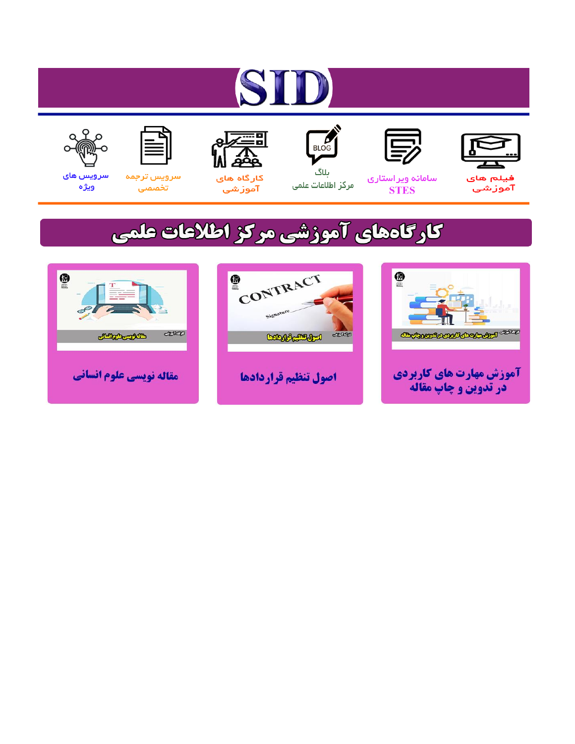# SID

فیلم های آموزشی

سامانه ویراستاری STES

بلاگ مرکز اطلاعات علمی

کارگاه های آموزشی

سرویس ترجمه تخصصی

سرویس های ویژه

## کارگاه‌های آموزشی مرکز اطلاعات علمی

آموزش مهارت های کاربردی در تدوین و چاپ مقاله

اصول تنظیم قراردادها

مقاله نویسی علوم انسانی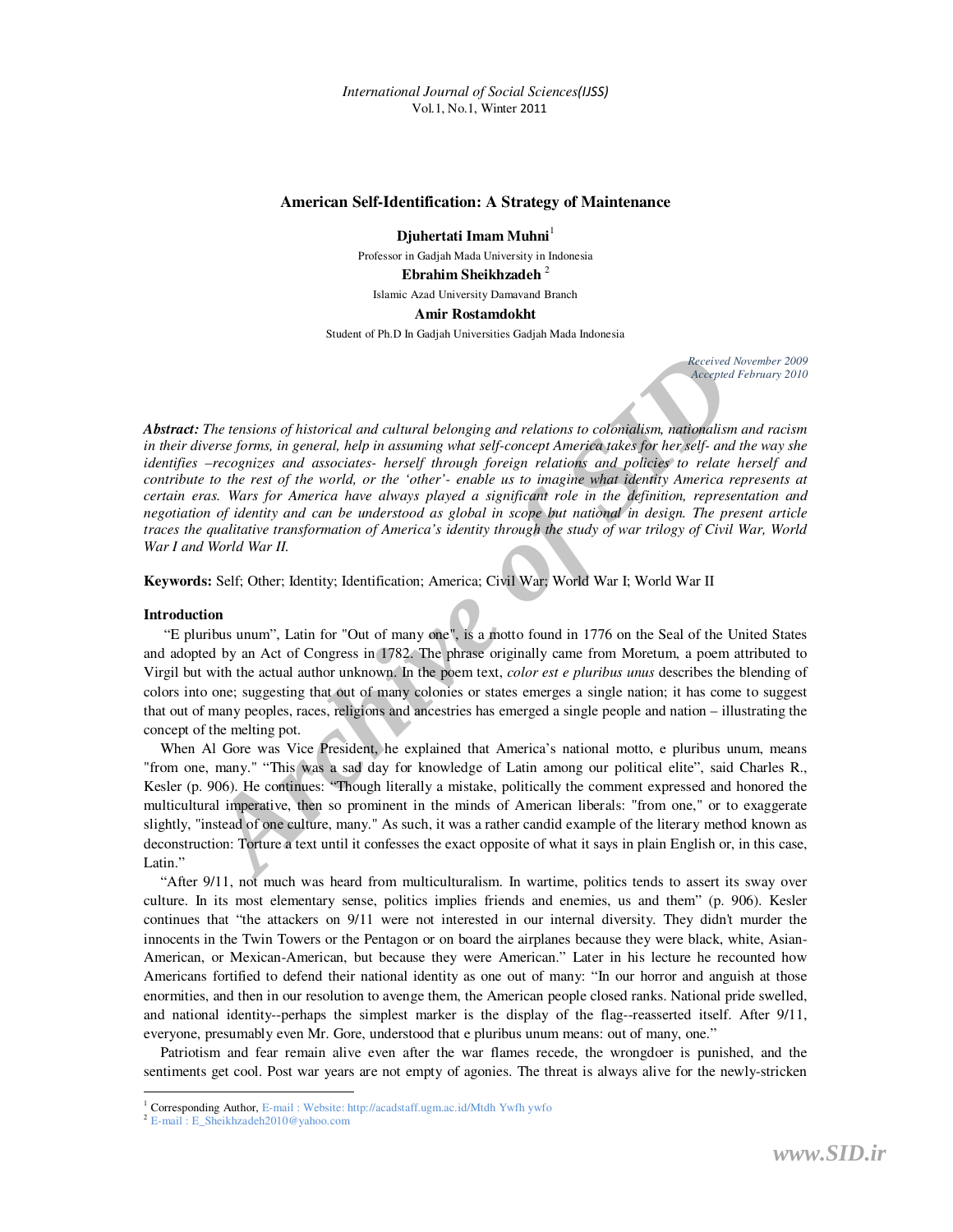### American Self-Identification: A Strategy of Maintenance

**Djuhertati Imam Muhni**[1]

Professor in Gadjah Mada University in Indonesia

**Ebrahim Sheikhzadeh** [2]

Islamic Azad University Damavand Branch

**Amir Rostamdokht**

Student of Ph.D In Gadjah Universities Gadjah Mada Indonesia

*Received November 2009*
*Accepted February 2010*

***Abstract:*** *The tensions of historical and cultural belonging and relations to colonialism, nationalism and racism in their diverse forms, in general, help in assuming what self-concept America takes for her self- and the way she identifies –recognizes and associates- herself through foreign relations and policies to relate herself and contribute to the rest of the world, or the 'other'- enable us to imagine what identity America represents at certain eras. Wars for America have always played a significant role in the definition, representation and negotiation of identity and can be understood as global in scope but national in design. The present article traces the qualitative transformation of America's identity through the study of war trilogy of Civil War, World War I and World War II.*

**Keywords:** Self; Other; Identity; Identification; America; Civil War; World War I; World War II

**Introduction**

"E pluribus unum", Latin for "Out of many one", is a motto found in 1776 on the Seal of the United States and adopted by an Act of Congress in 1782. The phrase originally came from Moretum, a poem attributed to Virgil but with the actual author unknown. In the poem text, *color est e pluribus unus* describes the blending of colors into one; suggesting that out of many colonies or states emerges a single nation; it has come to suggest that out of many peoples, races, religions and ancestries has emerged a single people and nation – illustrating the concept of the melting pot.

When Al Gore was Vice President, he explained that America's national motto, e pluribus unum, means "from one, many." "This was a sad day for knowledge of Latin among our political elite", said Charles R., Kesler (p. 906). He continues: "Though literally a mistake, politically the comment expressed and honored the multicultural imperative, then so prominent in the minds of American liberals: "from one," or to exaggerate slightly, "instead of one culture, many." As such, it was a rather candid example of the literary method known as deconstruction: Torture a text until it confesses the exact opposite of what it says in plain English or, in this case, Latin."

"After 9/11, not much was heard from multiculturalism. In wartime, politics tends to assert its sway over culture. In its most elementary sense, politics implies friends and enemies, us and them" (p. 906). Kesler continues that "the attackers on 9/11 were not interested in our internal diversity. They didn't murder the innocents in the Twin Towers or the Pentagon or on board the airplanes because they were black, white, Asian-American, or Mexican-American, but because they were American." Later in his lecture he recounted how Americans fortified to defend their national identity as one out of many: "In our horror and anguish at those enormities, and then in our resolution to avenge them, the American people closed ranks. National pride swelled, and national identity--perhaps the simplest marker is the display of the flag--reasserted itself. After 9/11, everyone, presumably even Mr. Gore, understood that e pluribus unum means: out of many, one."

Patriotism and fear remain alive even after the war flames recede, the wrongdoer is punished, and the sentiments get cool. Post war years are not empty of agonies. The threat is always alive for the newly-stricken

---

[1] Corresponding Author, E-mail : Website: http://acadstaff.ugm.ac.id/Mtdh Ywfh ywfo
[2] E-mail : E_Sheikhzadeh2010@yahoo.com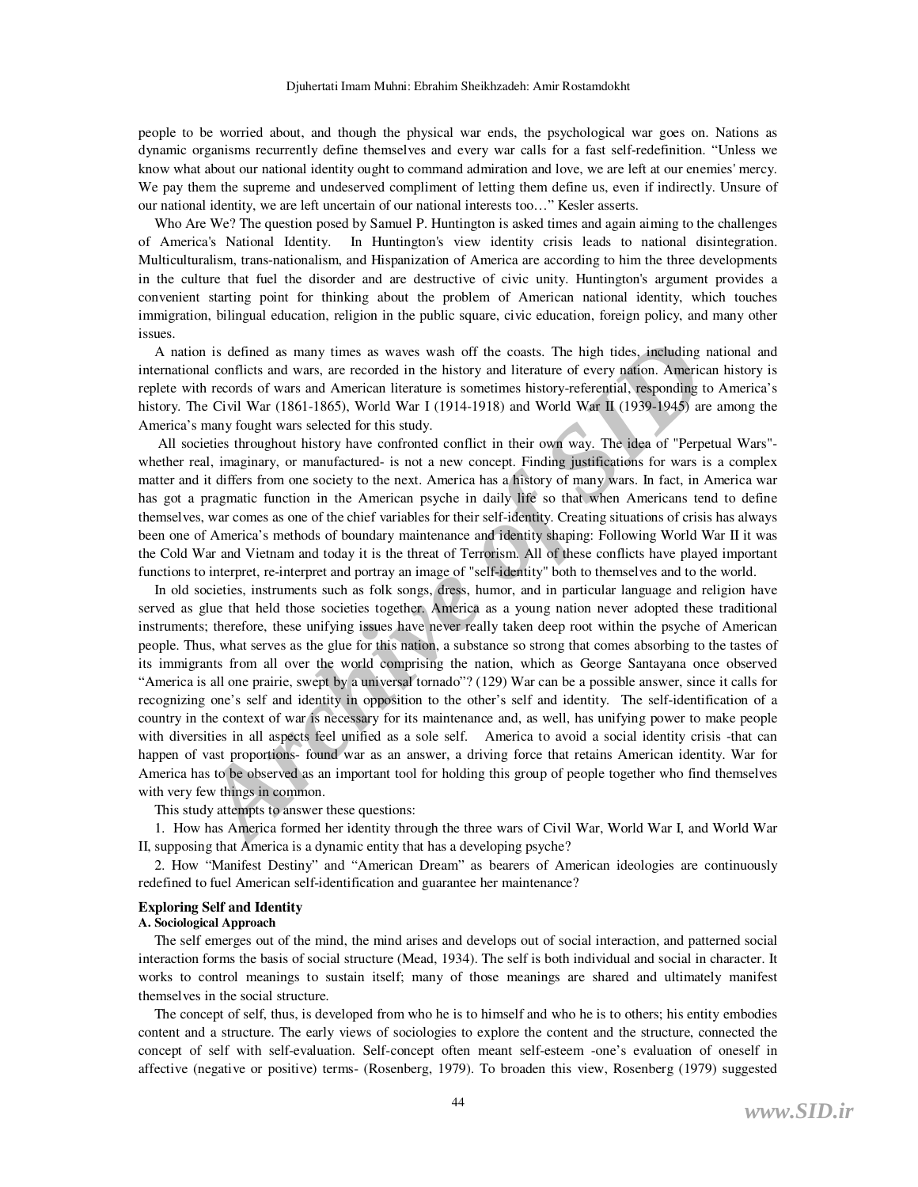people to be worried about, and though the physical war ends, the psychological war goes on. Nations as dynamic organisms recurrently define themselves and every war calls for a fast self-redefinition. "Unless we know what about our national identity ought to command admiration and love, we are left at our enemies' mercy. We pay them the supreme and undeserved compliment of letting them define us, even if indirectly. Unsure of our national identity, we are left uncertain of our national interests too…" Kesler asserts.

Who Are We? The question posed by Samuel P. Huntington is asked times and again aiming to the challenges of America's National Identity. In Huntington's view identity crisis leads to national disintegration. Multiculturalism, trans-nationalism, and Hispanization of America are according to him the three developments in the culture that fuel the disorder and are destructive of civic unity. Huntington's argument provides a convenient starting point for thinking about the problem of American national identity, which touches immigration, bilingual education, religion in the public square, civic education, foreign policy, and many other issues.

A nation is defined as many times as waves wash off the coasts. The high tides, including national and international conflicts and wars, are recorded in the history and literature of every nation. American history is replete with records of wars and American literature is sometimes history-referential, responding to America's history. The Civil War (1861-1865), World War I (1914-1918) and World War II (1939-1945) are among the America's many fought wars selected for this study.

All societies throughout history have confronted conflict in their own way. The idea of "Perpetual Wars"- whether real, imaginary, or manufactured- is not a new concept. Finding justifications for wars is a complex matter and it differs from one society to the next. America has a history of many wars. In fact, in America war has got a pragmatic function in the American psyche in daily life so that when Americans tend to define themselves, war comes as one of the chief variables for their self-identity. Creating situations of crisis has always been one of America's methods of boundary maintenance and identity shaping: Following World War II it was the Cold War and Vietnam and today it is the threat of Terrorism. All of these conflicts have played important functions to interpret, re-interpret and portray an image of "self-identity" both to themselves and to the world.

In old societies, instruments such as folk songs, dress, humor, and in particular language and religion have served as glue that held those societies together. America as a young nation never adopted these traditional instruments; therefore, these unifying issues have never really taken deep root within the psyche of American people. Thus, what serves as the glue for this nation, a substance so strong that comes absorbing to the tastes of its immigrants from all over the world comprising the nation, which as George Santayana once observed "America is all one prairie, swept by a universal tornado"? (129) War can be a possible answer, since it calls for recognizing one's self and identity in opposition to the other's self and identity. The self-identification of a country in the context of war is necessary for its maintenance and, as well, has unifying power to make people with diversities in all aspects feel unified as a sole self. America to avoid a social identity crisis -that can happen of vast proportions- found war as an answer, a driving force that retains American identity. War for America has to be observed as an important tool for holding this group of people together who find themselves with very few things in common.

This study attempts to answer these questions:

1. How has America formed her identity through the three wars of Civil War, World War I, and World War II, supposing that America is a dynamic entity that has a developing psyche?

2. How "Manifest Destiny" and "American Dream" as bearers of American ideologies are continuously redefined to fuel American self-identification and guarantee her maintenance?

## Exploring Self and Identity

### A. Sociological Approach

The self emerges out of the mind, the mind arises and develops out of social interaction, and patterned social interaction forms the basis of social structure (Mead, 1934). The self is both individual and social in character. It works to control meanings to sustain itself; many of those meanings are shared and ultimately manifest themselves in the social structure.

The concept of self, thus, is developed from who he is to himself and who he is to others; his entity embodies content and a structure. The early views of sociologies to explore the content and the structure, connected the concept of self with self-evaluation. Self-concept often meant self-esteem -one's evaluation of oneself in affective (negative or positive) terms- (Rosenberg, 1979). To broaden this view, Rosenberg (1979) suggested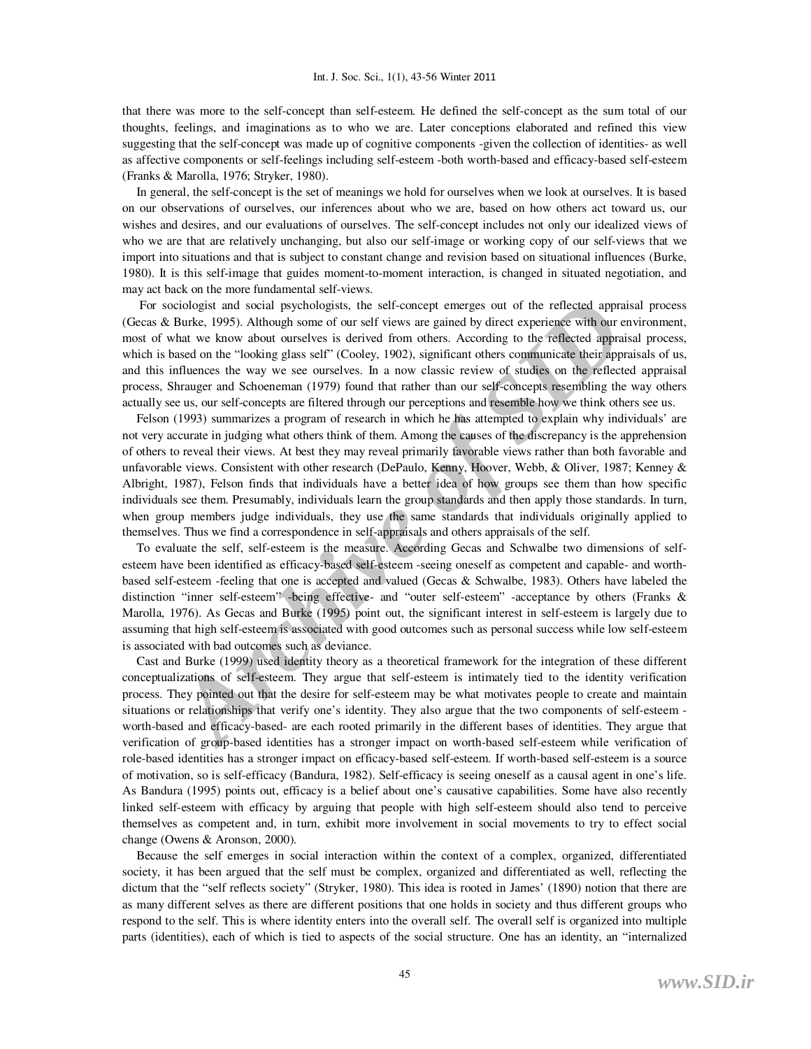that there was more to the self-concept than self-esteem. He defined the self-concept as the sum total of our thoughts, feelings, and imaginations as to who we are. Later conceptions elaborated and refined this view suggesting that the self-concept was made up of cognitive components -given the collection of identities- as well as affective components or self-feelings including self-esteem -both worth-based and efficacy-based self-esteem (Franks & Marolla, 1976; Stryker, 1980).

In general, the self-concept is the set of meanings we hold for ourselves when we look at ourselves. It is based on our observations of ourselves, our inferences about who we are, based on how others act toward us, our wishes and desires, and our evaluations of ourselves. The self-concept includes not only our idealized views of who we are that are relatively unchanging, but also our self-image or working copy of our self-views that we import into situations and that is subject to constant change and revision based on situational influences (Burke, 1980). It is this self-image that guides moment-to-moment interaction, is changed in situated negotiation, and may act back on the more fundamental self-views.

For sociologist and social psychologists, the self-concept emerges out of the reflected appraisal process (Gecas & Burke, 1995). Although some of our self views are gained by direct experience with our environment, most of what we know about ourselves is derived from others. According to the reflected appraisal process, which is based on the "looking glass self" (Cooley, 1902), significant others communicate their appraisals of us, and this influences the way we see ourselves. In a now classic review of studies on the reflected appraisal process, Shrauger and Schoeneman (1979) found that rather than our self-concepts resembling the way others actually see us, our self-concepts are filtered through our perceptions and resemble how we think others see us.

Felson (1993) summarizes a program of research in which he has attempted to explain why individuals' are not very accurate in judging what others think of them. Among the causes of the discrepancy is the apprehension of others to reveal their views. At best they may reveal primarily favorable views rather than both favorable and unfavorable views. Consistent with other research (DePaulo, Kenny, Hoover, Webb, & Oliver, 1987; Kenney & Albright, 1987), Felson finds that individuals have a better idea of how groups see them than how specific individuals see them. Presumably, individuals learn the group standards and then apply those standards. In turn, when group members judge individuals, they use the same standards that individuals originally applied to themselves. Thus we find a correspondence in self-appraisals and others appraisals of the self.

To evaluate the self, self-esteem is the measure. According Gecas and Schwalbe two dimensions of self-esteem have been identified as efficacy-based self-esteem -seeing oneself as competent and capable- and worth-based self-esteem -feeling that one is accepted and valued (Gecas & Schwalbe, 1983). Others have labeled the distinction "inner self-esteem" -being effective- and "outer self-esteem" -acceptance by others (Franks & Marolla, 1976). As Gecas and Burke (1995) point out, the significant interest in self-esteem is largely due to assuming that high self-esteem is associated with good outcomes such as personal success while low self-esteem is associated with bad outcomes such as deviance.

Cast and Burke (1999) used identity theory as a theoretical framework for the integration of these different conceptualizations of self-esteem. They argue that self-esteem is intimately tied to the identity verification process. They pointed out that the desire for self-esteem may be what motivates people to create and maintain situations or relationships that verify one's identity. They also argue that the two components of self-esteem -worth-based and efficacy-based- are each rooted primarily in the different bases of identities. They argue that verification of group-based identities has a stronger impact on worth-based self-esteem while verification of role-based identities has a stronger impact on efficacy-based self-esteem. If worth-based self-esteem is a source of motivation, so is self-efficacy (Bandura, 1982). Self-efficacy is seeing oneself as a causal agent in one's life. As Bandura (1995) points out, efficacy is a belief about one's causative capabilities. Some have also recently linked self-esteem with efficacy by arguing that people with high self-esteem should also tend to perceive themselves as competent and, in turn, exhibit more involvement in social movements to try to effect social change (Owens & Aronson, 2000).

Because the self emerges in social interaction within the context of a complex, organized, differentiated society, it has been argued that the self must be complex, organized and differentiated as well, reflecting the dictum that the "self reflects society" (Stryker, 1980). This idea is rooted in James' (1890) notion that there are as many different selves as there are different positions that one holds in society and thus different groups who respond to the self. This is where identity enters into the overall self. The overall self is organized into multiple parts (identities), each of which is tied to aspects of the social structure. One has an identity, an "internalized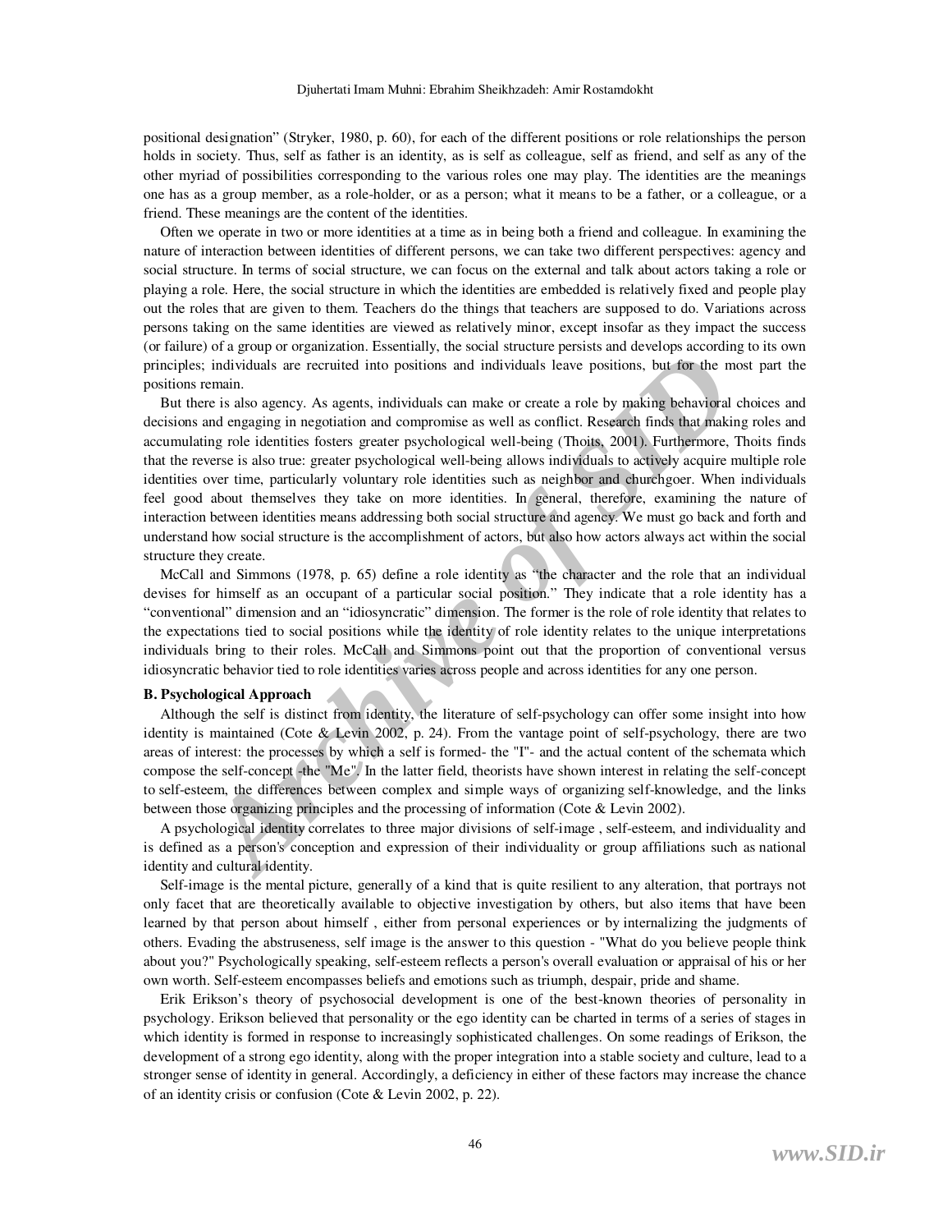positional designation" (Stryker, 1980, p. 60), for each of the different positions or role relationships the person holds in society. Thus, self as father is an identity, as is self as colleague, self as friend, and self as any of the other myriad of possibilities corresponding to the various roles one may play. The identities are the meanings one has as a group member, as a role-holder, or as a person; what it means to be a father, or a colleague, or a friend. These meanings are the content of the identities.

Often we operate in two or more identities at a time as in being both a friend and colleague. In examining the nature of interaction between identities of different persons, we can take two different perspectives: agency and social structure. In terms of social structure, we can focus on the external and talk about actors taking a role or playing a role. Here, the social structure in which the identities are embedded is relatively fixed and people play out the roles that are given to them. Teachers do the things that teachers are supposed to do. Variations across persons taking on the same identities are viewed as relatively minor, except insofar as they impact the success (or failure) of a group or organization. Essentially, the social structure persists and develops according to its own principles; individuals are recruited into positions and individuals leave positions, but for the most part the positions remain.

But there is also agency. As agents, individuals can make or create a role by making behavioral choices and decisions and engaging in negotiation and compromise as well as conflict. Research finds that making roles and accumulating role identities fosters greater psychological well-being (Thoits, 2001). Furthermore, Thoits finds that the reverse is also true: greater psychological well-being allows individuals to actively acquire multiple role identities over time, particularly voluntary role identities such as neighbor and churchgoer. When individuals feel good about themselves they take on more identities. In general, therefore, examining the nature of interaction between identities means addressing both social structure and agency. We must go back and forth and understand how social structure is the accomplishment of actors, but also how actors always act within the social structure they create.

McCall and Simmons (1978, p. 65) define a role identity as "the character and the role that an individual devises for himself as an occupant of a particular social position." They indicate that a role identity has a "conventional" dimension and an "idiosyncratic" dimension. The former is the role of role identity that relates to the expectations tied to social positions while the identity of role identity relates to the unique interpretations individuals bring to their roles. McCall and Simmons point out that the proportion of conventional versus idiosyncratic behavior tied to role identities varies across people and across identities for any one person.

**B. Psychological Approach**

Although the self is distinct from identity, the literature of self-psychology can offer some insight into how identity is maintained (Cote & Levin 2002, p. 24). From the vantage point of self-psychology, there are two areas of interest: the processes by which a self is formed- the "I"- and the actual content of the schemata which compose the self-concept -the "Me". In the latter field, theorists have shown interest in relating the self-concept to self-esteem, the differences between complex and simple ways of organizing self-knowledge, and the links between those organizing principles and the processing of information (Cote & Levin 2002).

A psychological identity correlates to three major divisions of self-image , self-esteem, and individuality and is defined as a person's conception and expression of their individuality or group affiliations such as national identity and cultural identity.

Self-image is the mental picture, generally of a kind that is quite resilient to any alteration, that portrays not only facet that are theoretically available to objective investigation by others, but also items that have been learned by that person about himself , either from personal experiences or by internalizing the judgments of others. Evading the abstruseness, self image is the answer to this question - "What do you believe people think about you?" Psychologically speaking, self-esteem reflects a person's overall evaluation or appraisal of his or her own worth. Self-esteem encompasses beliefs and emotions such as triumph, despair, pride and shame.

Erik Erikson's theory of psychosocial development is one of the best-known theories of personality in psychology. Erikson believed that personality or the ego identity can be charted in terms of a series of stages in which identity is formed in response to increasingly sophisticated challenges. On some readings of Erikson, the development of a strong ego identity, along with the proper integration into a stable society and culture, lead to a stronger sense of identity in general. Accordingly, a deficiency in either of these factors may increase the chance of an identity crisis or confusion (Cote & Levin 2002, p. 22).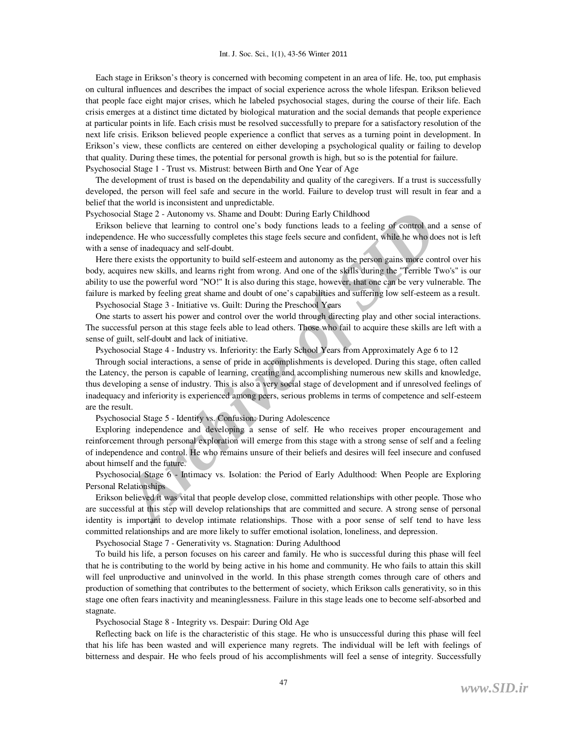Each stage in Erikson's theory is concerned with becoming competent in an area of life. He, too, put emphasis on cultural influences and describes the impact of social experience across the whole lifespan. Erikson believed that people face eight major crises, which he labeled psychosocial stages, during the course of their life. Each crisis emerges at a distinct time dictated by biological maturation and the social demands that people experience at particular points in life. Each crisis must be resolved successfully to prepare for a satisfactory resolution of the next life crisis. Erikson believed people experience a conflict that serves as a turning point in development. In Erikson's view, these conflicts are centered on either developing a psychological quality or failing to develop that quality. During these times, the potential for personal growth is high, but so is the potential for failure.

Psychosocial Stage 1 - Trust vs. Mistrust: between Birth and One Year of Age

The development of trust is based on the dependability and quality of the caregivers. If a trust is successfully developed, the person will feel safe and secure in the world. Failure to develop trust will result in fear and a belief that the world is inconsistent and unpredictable.

Psychosocial Stage 2 - Autonomy vs. Shame and Doubt: During Early Childhood

Erikson believe that learning to control one's body functions leads to a feeling of control and a sense of independence. He who successfully completes this stage feels secure and confident, while he who does not is left with a sense of inadequacy and self-doubt.

Here there exists the opportunity to build self-esteem and autonomy as the person gains more control over his body, acquires new skills, and learns right from wrong. And one of the skills during the "Terrible Two's" is our ability to use the powerful word "NO!" It is also during this stage, however, that one can be very vulnerable. The failure is marked by feeling great shame and doubt of one's capabilities and suffering low self-esteem as a result.

Psychosocial Stage 3 - Initiative vs. Guilt: During the Preschool Years

One starts to assert his power and control over the world through directing play and other social interactions. The successful person at this stage feels able to lead others. Those who fail to acquire these skills are left with a sense of guilt, self-doubt and lack of initiative.

Psychosocial Stage 4 - Industry vs. Inferiority: the Early School Years from Approximately Age 6 to 12

Through social interactions, a sense of pride in accomplishments is developed. During this stage, often called the Latency, the person is capable of learning, creating and accomplishing numerous new skills and knowledge, thus developing a sense of industry. This is also a very social stage of development and if unresolved feelings of inadequacy and inferiority is experienced among peers, serious problems in terms of competence and self-esteem are the result.

Psychosocial Stage 5 - Identity vs. Confusion: During Adolescence

Exploring independence and developing a sense of self. He who receives proper encouragement and reinforcement through personal exploration will emerge from this stage with a strong sense of self and a feeling of independence and control. He who remains unsure of their beliefs and desires will feel insecure and confused about himself and the future.

Psychosocial Stage 6 - Intimacy vs. Isolation: the Period of Early Adulthood: When People are Exploring Personal Relationships

Erikson believed it was vital that people develop close, committed relationships with other people. Those who are successful at this step will develop relationships that are committed and secure. A strong sense of personal identity is important to develop intimate relationships. Those with a poor sense of self tend to have less committed relationships and are more likely to suffer emotional isolation, loneliness, and depression.

Psychosocial Stage 7 - Generativity vs. Stagnation: During Adulthood

To build his life, a person focuses on his career and family. He who is successful during this phase will feel that he is contributing to the world by being active in his home and community. He who fails to attain this skill will feel unproductive and uninvolved in the world. In this phase strength comes through care of others and production of something that contributes to the betterment of society, which Erikson calls generativity, so in this stage one often fears inactivity and meaninglessness. Failure in this stage leads one to become self-absorbed and stagnate.

Psychosocial Stage 8 - Integrity vs. Despair: During Old Age

Reflecting back on life is the characteristic of this stage. He who is unsuccessful during this phase will feel that his life has been wasted and will experience many regrets. The individual will be left with feelings of bitterness and despair. He who feels proud of his accomplishments will feel a sense of integrity. Successfully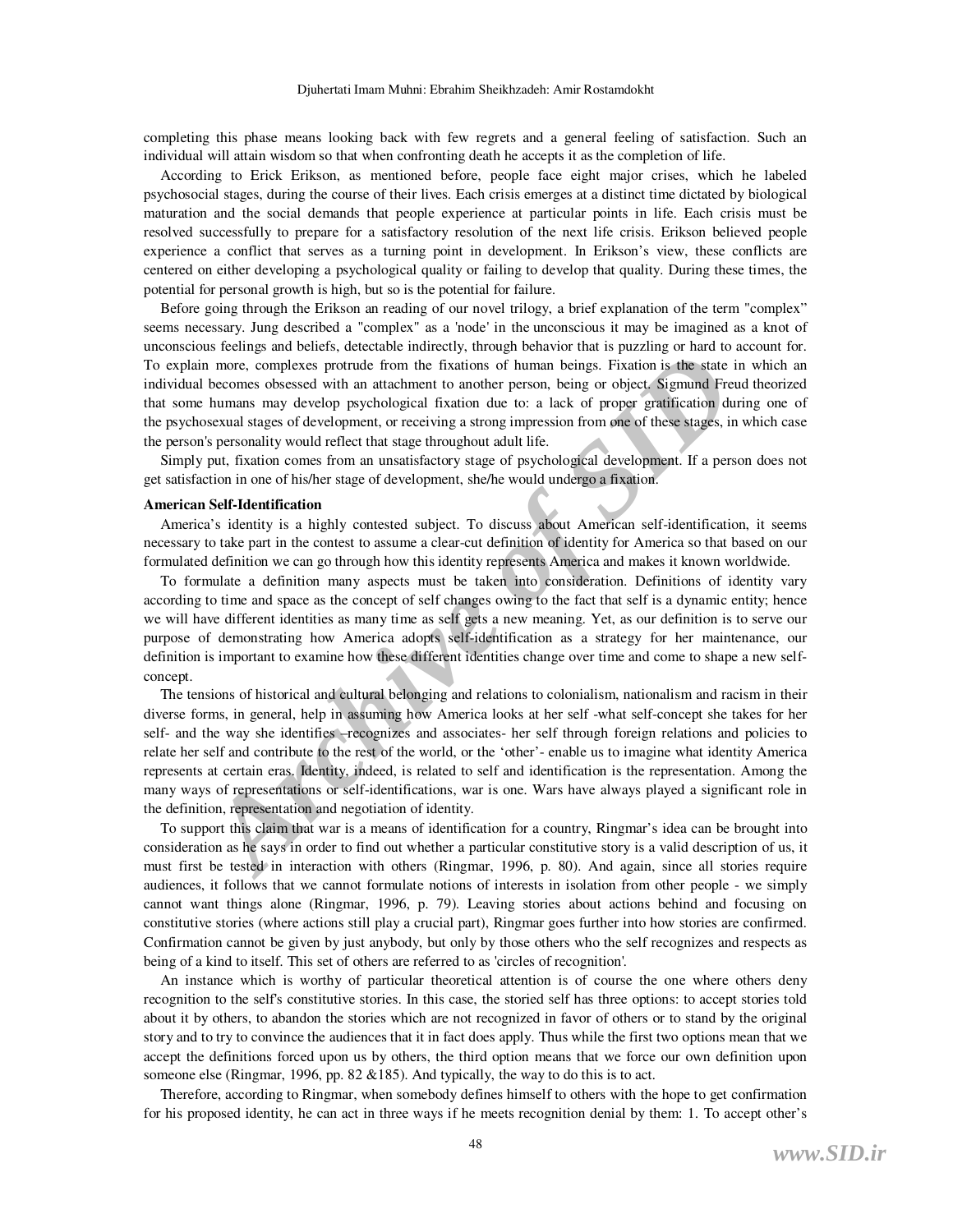completing this phase means looking back with few regrets and a general feeling of satisfaction. Such an individual will attain wisdom so that when confronting death he accepts it as the completion of life.

According to Erick Erikson, as mentioned before, people face eight major crises, which he labeled psychosocial stages, during the course of their lives. Each crisis emerges at a distinct time dictated by biological maturation and the social demands that people experience at particular points in life. Each crisis must be resolved successfully to prepare for a satisfactory resolution of the next life crisis. Erikson believed people experience a conflict that serves as a turning point in development. In Erikson's view, these conflicts are centered on either developing a psychological quality or failing to develop that quality. During these times, the potential for personal growth is high, but so is the potential for failure.

Before going through the Erikson an reading of our novel trilogy, a brief explanation of the term "complex" seems necessary. Jung described a "complex" as a 'node' in the unconscious it may be imagined as a knot of unconscious feelings and beliefs, detectable indirectly, through behavior that is puzzling or hard to account for. To explain more, complexes protrude from the fixations of human beings. Fixation is the state in which an individual becomes obsessed with an attachment to another person, being or object. Sigmund Freud theorized that some humans may develop psychological fixation due to: a lack of proper gratification during one of the psychosexual stages of development, or receiving a strong impression from one of these stages, in which case the person's personality would reflect that stage throughout adult life.

Simply put, fixation comes from an unsatisfactory stage of psychological development. If a person does not get satisfaction in one of his/her stage of development, she/he would undergo a fixation.

**American Self-Identification**

America's identity is a highly contested subject. To discuss about American self-identification, it seems necessary to take part in the contest to assume a clear-cut definition of identity for America so that based on our formulated definition we can go through how this identity represents America and makes it known worldwide.

To formulate a definition many aspects must be taken into consideration. Definitions of identity vary according to time and space as the concept of self changes owing to the fact that self is a dynamic entity; hence we will have different identities as many time as self gets a new meaning. Yet, as our definition is to serve our purpose of demonstrating how America adopts self-identification as a strategy for her maintenance, our definition is important to examine how these different identities change over time and come to shape a new self-concept.

The tensions of historical and cultural belonging and relations to colonialism, nationalism and racism in their diverse forms, in general, help in assuming how America looks at her self -what self-concept she takes for her self- and the way she identifies –recognizes and associates- her self through foreign relations and policies to relate her self and contribute to the rest of the world, or the 'other'- enable us to imagine what identity America represents at certain eras. Identity, indeed, is related to self and identification is the representation. Among the many ways of representations or self-identifications, war is one. Wars have always played a significant role in the definition, representation and negotiation of identity.

To support this claim that war is a means of identification for a country, Ringmar's idea can be brought into consideration as he says in order to find out whether a particular constitutive story is a valid description of us, it must first be tested in interaction with others (Ringmar, 1996, p. 80). And again, since all stories require audiences, it follows that we cannot formulate notions of interests in isolation from other people - we simply cannot want things alone (Ringmar, 1996, p. 79). Leaving stories about actions behind and focusing on constitutive stories (where actions still play a crucial part), Ringmar goes further into how stories are confirmed. Confirmation cannot be given by just anybody, but only by those others who the self recognizes and respects as being of a kind to itself. This set of others are referred to as 'circles of recognition'.

An instance which is worthy of particular theoretical attention is of course the one where others deny recognition to the self's constitutive stories. In this case, the storied self has three options: to accept stories told about it by others, to abandon the stories which are not recognized in favor of others or to stand by the original story and to try to convince the audiences that it in fact does apply. Thus while the first two options mean that we accept the definitions forced upon us by others, the third option means that we force our own definition upon someone else (Ringmar, 1996, pp. 82 &185). And typically, the way to do this is to act.

Therefore, according to Ringmar, when somebody defines himself to others with the hope to get confirmation for his proposed identity, he can act in three ways if he meets recognition denial by them: 1. To accept other's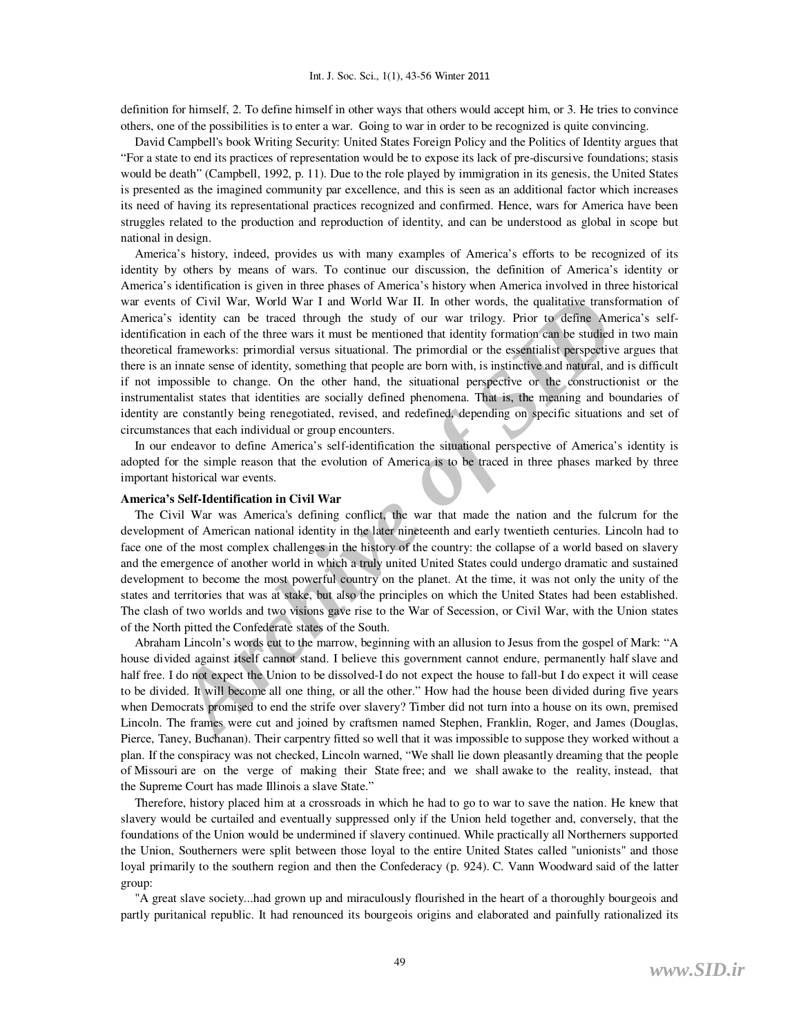definition for himself, 2. To define himself in other ways that others would accept him, or 3. He tries to convince others, one of the possibilities is to enter a war. Going to war in order to be recognized is quite convincing.

David Campbell's book Writing Security: United States Foreign Policy and the Politics of Identity argues that "For a state to end its practices of representation would be to expose its lack of pre-discursive foundations; stasis would be death" (Campbell, 1992, p. 11). Due to the role played by immigration in its genesis, the United States is presented as the imagined community par excellence, and this is seen as an additional factor which increases its need of having its representational practices recognized and confirmed. Hence, wars for America have been struggles related to the production and reproduction of identity, and can be understood as global in scope but national in design.

America's history, indeed, provides us with many examples of America's efforts to be recognized of its identity by others by means of wars. To continue our discussion, the definition of America's identity or America's identification is given in three phases of America's history when America involved in three historical war events of Civil War, World War I and World War II. In other words, the qualitative transformation of America's identity can be traced through the study of our war trilogy. Prior to define America's self-identification in each of the three wars it must be mentioned that identity formation can be studied in two main theoretical frameworks: primordial versus situational. The primordial or the essentialist perspective argues that there is an innate sense of identity, something that people are born with, is instinctive and natural, and is difficult if not impossible to change. On the other hand, the situational perspective or the constructionist or the instrumentalist states that identities are socially defined phenomena. That is, the meaning and boundaries of identity are constantly being renegotiated, revised, and redefined, depending on specific situations and set of circumstances that each individual or group encounters.

In our endeavor to define America's self-identification the situational perspective of America's identity is adopted for the simple reason that the evolution of America is to be traced in three phases marked by three important historical war events.

**America's Self-Identification in Civil War**

The Civil War was America's defining conflict, the war that made the nation and the fulcrum for the development of American national identity in the later nineteenth and early twentieth centuries. Lincoln had to face one of the most complex challenges in the history of the country: the collapse of a world based on slavery and the emergence of another world in which a truly united United States could undergo dramatic and sustained development to become the most powerful country on the planet. At the time, it was not only the unity of the states and territories that was at stake, but also the principles on which the United States had been established. The clash of two worlds and two visions gave rise to the War of Secession, or Civil War, with the Union states of the North pitted the Confederate states of the South.

Abraham Lincoln's words cut to the marrow, beginning with an allusion to Jesus from the gospel of Mark: "A house divided against itself cannot stand. I believe this government cannot endure, permanently half slave and half free. I do not expect the Union to be dissolved-I do not expect the house to fall-but I do expect it will cease to be divided. It will become all one thing, or all the other." How had the house been divided during five years when Democrats promised to end the strife over slavery? Timber did not turn into a house on its own, premised Lincoln. The frames were cut and joined by craftsmen named Stephen, Franklin, Roger, and James (Douglas, Pierce, Taney, Buchanan). Their carpentry fitted so well that it was impossible to suppose they worked without a plan. If the conspiracy was not checked, Lincoln warned, "We shall lie down pleasantly dreaming that the people of Missouri are on the verge of making their State free; and we shall awake to the reality, instead, that the Supreme Court has made Illinois a slave State."

Therefore, history placed him at a crossroads in which he had to go to war to save the nation. He knew that slavery would be curtailed and eventually suppressed only if the Union held together and, conversely, that the foundations of the Union would be undermined if slavery continued. While practically all Northerners supported the Union, Southerners were split between those loyal to the entire United States called "unionists" and those loyal primarily to the southern region and then the Confederacy (p. 924). C. Vann Woodward said of the latter group:

"A great slave society...had grown up and miraculously flourished in the heart of a thoroughly bourgeois and partly puritanical republic. It had renounced its bourgeois origins and elaborated and painfully rationalized its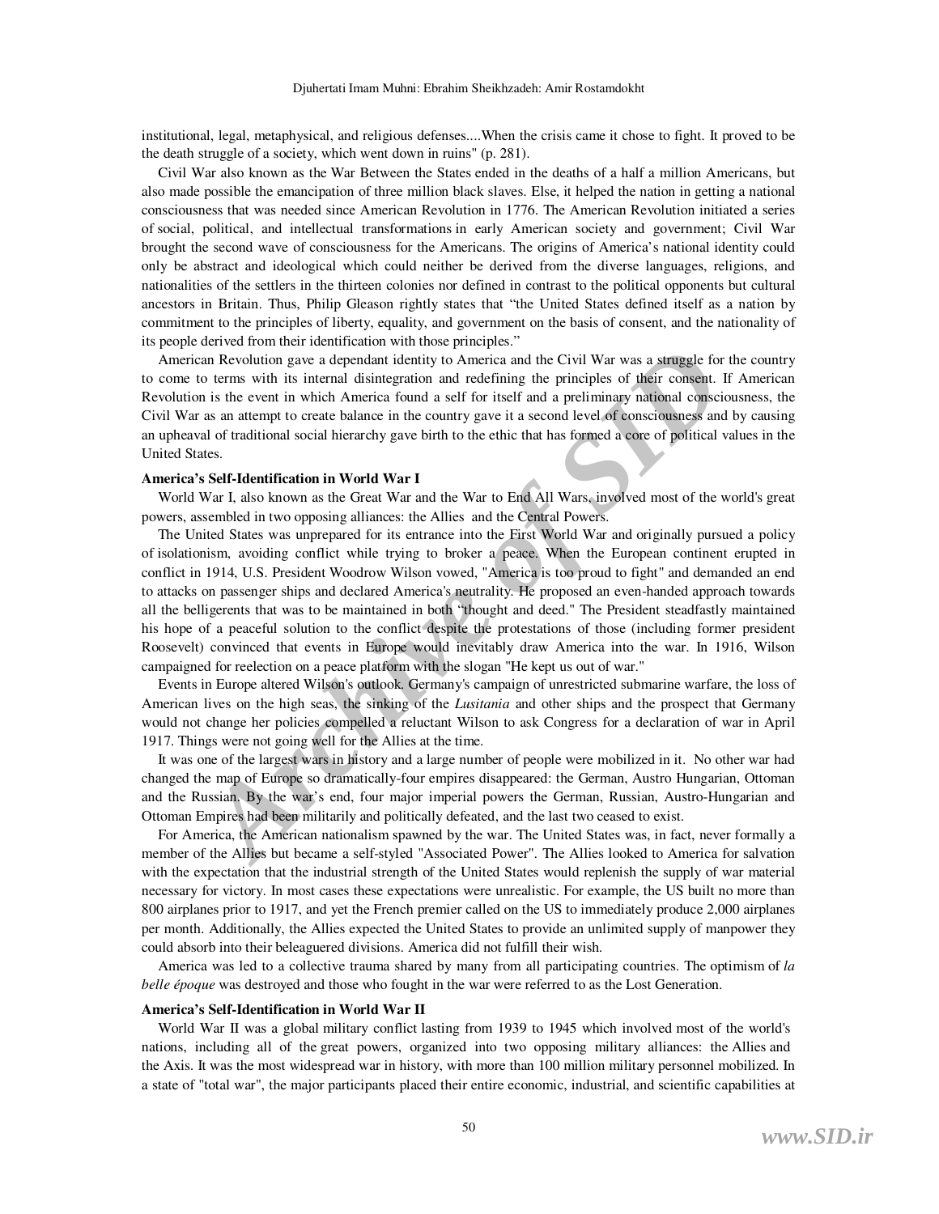institutional, legal, metaphysical, and religious defenses....When the crisis came it chose to fight. It proved to be the death struggle of a society, which went down in ruins" (p. 281).

Civil War also known as the War Between the States ended in the deaths of a half a million Americans, but also made possible the emancipation of three million black slaves. Else, it helped the nation in getting a national consciousness that was needed since American Revolution in 1776. The American Revolution initiated a series of social, political, and intellectual transformations in early American society and government; Civil War brought the second wave of consciousness for the Americans. The origins of America's national identity could only be abstract and ideological which could neither be derived from the diverse languages, religions, and nationalities of the settlers in the thirteen colonies nor defined in contrast to the political opponents but cultural ancestors in Britain. Thus, Philip Gleason rightly states that "the United States defined itself as a nation by commitment to the principles of liberty, equality, and government on the basis of consent, and the nationality of its people derived from their identification with those principles."

American Revolution gave a dependant identity to America and the Civil War was a struggle for the country to come to terms with its internal disintegration and redefining the principles of their consent. If American Revolution is the event in which America found a self for itself and a preliminary national consciousness, the Civil War as an attempt to create balance in the country gave it a second level of consciousness and by causing an upheaval of traditional social hierarchy gave birth to the ethic that has formed a core of political values in the United States.

**America's Self-Identification in World War I**

World War I, also known as the Great War and the War to End All Wars, involved most of the world's great powers, assembled in two opposing alliances: the Allies and the Central Powers.

The United States was unprepared for its entrance into the First World War and originally pursued a policy of isolationism, avoiding conflict while trying to broker a peace. When the European continent erupted in conflict in 1914, U.S. President Woodrow Wilson vowed, "America is too proud to fight" and demanded an end to attacks on passenger ships and declared America's neutrality. He proposed an even-handed approach towards all the belligerents that was to be maintained in both "thought and deed." The President steadfastly maintained his hope of a peaceful solution to the conflict despite the protestations of those (including former president Roosevelt) convinced that events in Europe would inevitably draw America into the war. In 1916, Wilson campaigned for reelection on a peace platform with the slogan "He kept us out of war."

Events in Europe altered Wilson's outlook. Germany's campaign of unrestricted submarine warfare, the loss of American lives on the high seas, the sinking of the *Lusitania* and other ships and the prospect that Germany would not change her policies compelled a reluctant Wilson to ask Congress for a declaration of war in April 1917. Things were not going well for the Allies at the time.

It was one of the largest wars in history and a large number of people were mobilized in it. No other war had changed the map of Europe so dramatically-four empires disappeared: the German, Austro Hungarian, Ottoman and the Russian. By the war's end, four major imperial powers the German, Russian, Austro-Hungarian and Ottoman Empires had been militarily and politically defeated, and the last two ceased to exist.

For America, the American nationalism spawned by the war. The United States was, in fact, never formally a member of the Allies but became a self-styled "Associated Power". The Allies looked to America for salvation with the expectation that the industrial strength of the United States would replenish the supply of war material necessary for victory. In most cases these expectations were unrealistic. For example, the US built no more than 800 airplanes prior to 1917, and yet the French premier called on the US to immediately produce 2,000 airplanes per month. Additionally, the Allies expected the United States to provide an unlimited supply of manpower they could absorb into their beleaguered divisions. America did not fulfill their wish.

America was led to a collective trauma shared by many from all participating countries. The optimism of *la belle époque* was destroyed and those who fought in the war were referred to as the Lost Generation.

**America's Self-Identification in World War II**

World War II was a global military conflict lasting from 1939 to 1945 which involved most of the world's nations, including all of the great powers, organized into two opposing military alliances: the Allies and the Axis. It was the most widespread war in history, with more than 100 million military personnel mobilized. In a state of "total war", the major participants placed their entire economic, industrial, and scientific capabilities at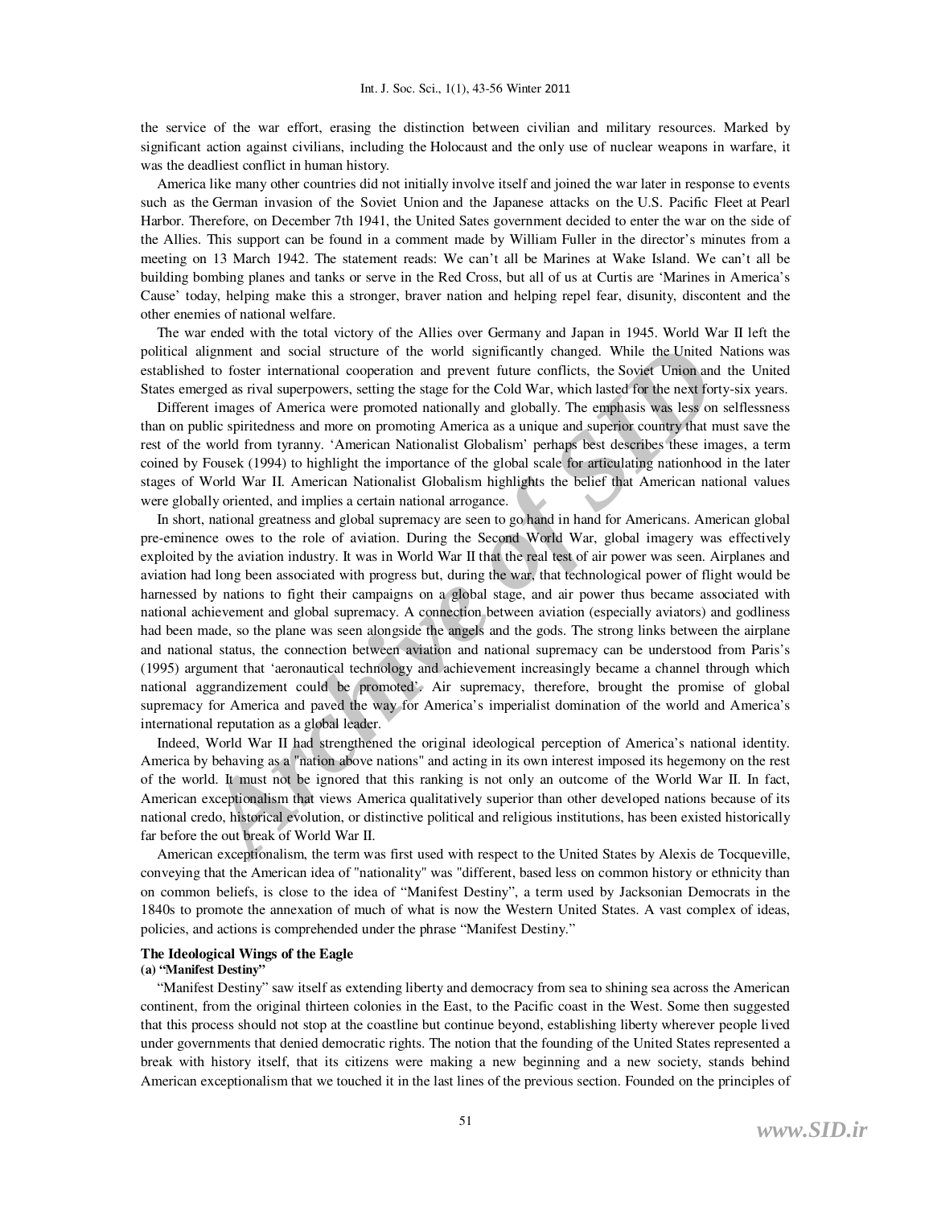the service of the war effort, erasing the distinction between civilian and military resources. Marked by significant action against civilians, including the Holocaust and the only use of nuclear weapons in warfare, it was the deadliest conflict in human history.

America like many other countries did not initially involve itself and joined the war later in response to events such as the German invasion of the Soviet Union and the Japanese attacks on the U.S. Pacific Fleet at Pearl Harbor. Therefore, on December 7th 1941, the United Sates government decided to enter the war on the side of the Allies. This support can be found in a comment made by William Fuller in the director's minutes from a meeting on 13 March 1942. The statement reads: We can't all be Marines at Wake Island. We can't all be building bombing planes and tanks or serve in the Red Cross, but all of us at Curtis are 'Marines in America's Cause' today, helping make this a stronger, braver nation and helping repel fear, disunity, discontent and the other enemies of national welfare.

The war ended with the total victory of the Allies over Germany and Japan in 1945. World War II left the political alignment and social structure of the world significantly changed. While the United Nations was established to foster international cooperation and prevent future conflicts, the Soviet Union and the United States emerged as rival superpowers, setting the stage for the Cold War, which lasted for the next forty-six years.

Different images of America were promoted nationally and globally. The emphasis was less on selflessness than on public spiritedness and more on promoting America as a unique and superior country that must save the rest of the world from tyranny. 'American Nationalist Globalism' perhaps best describes these images, a term coined by Fousek (1994) to highlight the importance of the global scale for articulating nationhood in the later stages of World War II. American Nationalist Globalism highlights the belief that American national values were globally oriented, and implies a certain national arrogance.

In short, national greatness and global supremacy are seen to go hand in hand for Americans. American global pre-eminence owes to the role of aviation. During the Second World War, global imagery was effectively exploited by the aviation industry. It was in World War II that the real test of air power was seen. Airplanes and aviation had long been associated with progress but, during the war, that technological power of flight would be harnessed by nations to fight their campaigns on a global stage, and air power thus became associated with national achievement and global supremacy. A connection between aviation (especially aviators) and godliness had been made, so the plane was seen alongside the angels and the gods. The strong links between the airplane and national status, the connection between aviation and national supremacy can be understood from Paris's (1995) argument that 'aeronautical technology and achievement increasingly became a channel through which national aggrandizement could be promoted'. Air supremacy, therefore, brought the promise of global supremacy for America and paved the way for America's imperialist domination of the world and America's international reputation as a global leader.

Indeed, World War II had strengthened the original ideological perception of America's national identity. America by behaving as a "nation above nations" and acting in its own interest imposed its hegemony on the rest of the world. It must not be ignored that this ranking is not only an outcome of the World War II. In fact, American exceptionalism that views America qualitatively superior than other developed nations because of its national credo, historical evolution, or distinctive political and religious institutions, has been existed historically far before the out break of World War II.

American exceptionalism, the term was first used with respect to the United States by Alexis de Tocqueville, conveying that the American idea of "nationality" was "different, based less on common history or ethnicity than on common beliefs, is close to the idea of "Manifest Destiny", a term used by Jacksonian Democrats in the 1840s to promote the annexation of much of what is now the Western United States. A vast complex of ideas, policies, and actions is comprehended under the phrase "Manifest Destiny."

### The Ideological Wings of the Eagle

#### (a) "Manifest Destiny"

"Manifest Destiny" saw itself as extending liberty and democracy from sea to shining sea across the American continent, from the original thirteen colonies in the East, to the Pacific coast in the West. Some then suggested that this process should not stop at the coastline but continue beyond, establishing liberty wherever people lived under governments that denied democratic rights. The notion that the founding of the United States represented a break with history itself, that its citizens were making a new beginning and a new society, stands behind American exceptionalism that we touched it in the last lines of the previous section. Founded on the principles of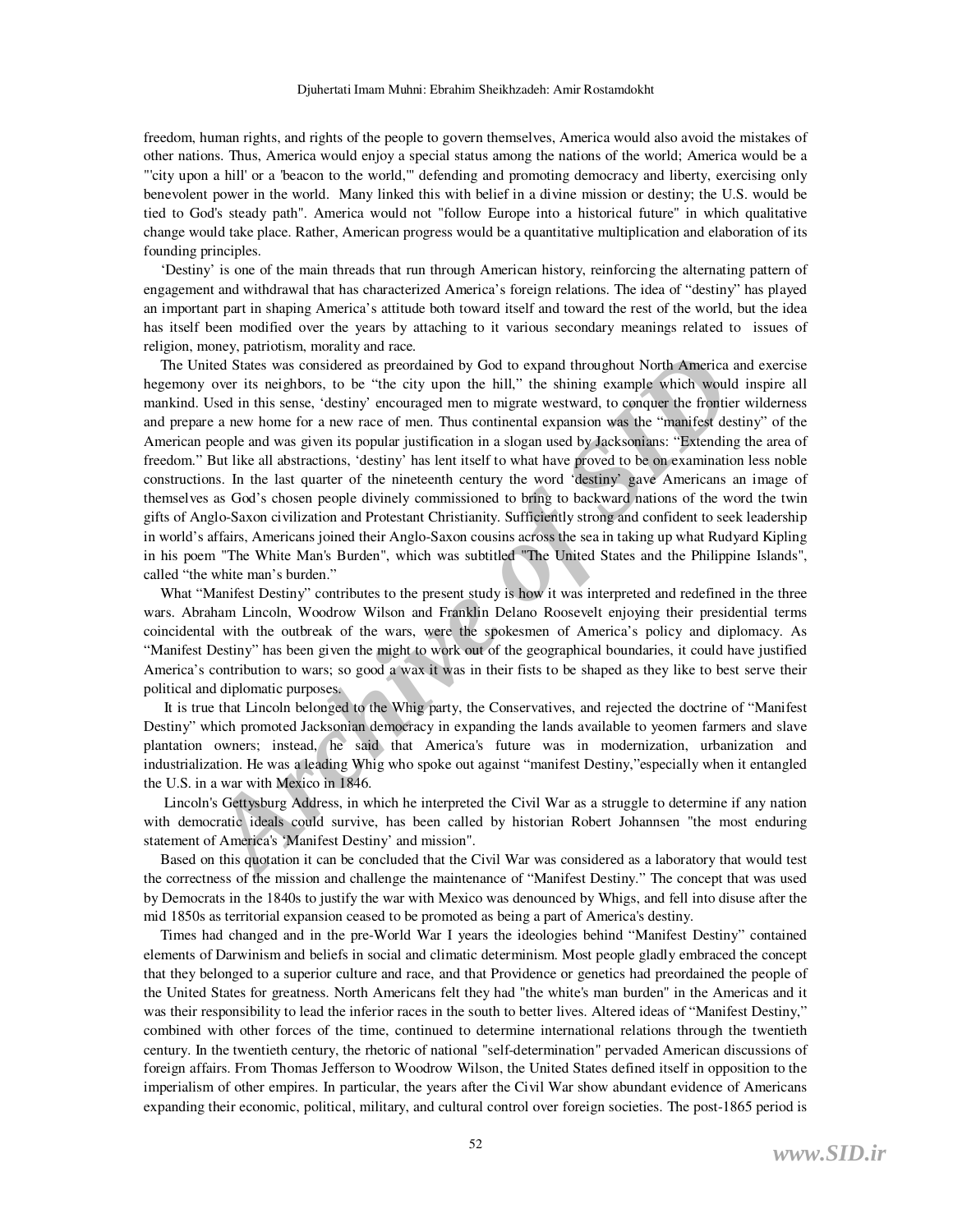freedom, human rights, and rights of the people to govern themselves, America would also avoid the mistakes of other nations. Thus, America would enjoy a special status among the nations of the world; America would be a "'city upon a hill' or a 'beacon to the world,'" defending and promoting democracy and liberty, exercising only benevolent power in the world. Many linked this with belief in a divine mission or destiny; the U.S. would be tied to God's steady path". America would not "follow Europe into a historical future" in which qualitative change would take place. Rather, American progress would be a quantitative multiplication and elaboration of its founding principles.

'Destiny' is one of the main threads that run through American history, reinforcing the alternating pattern of engagement and withdrawal that has characterized America's foreign relations. The idea of "destiny" has played an important part in shaping America's attitude both toward itself and toward the rest of the world, but the idea has itself been modified over the years by attaching to it various secondary meanings related to issues of religion, money, patriotism, morality and race.

The United States was considered as preordained by God to expand throughout North America and exercise hegemony over its neighbors, to be "the city upon the hill," the shining example which would inspire all mankind. Used in this sense, 'destiny' encouraged men to migrate westward, to conquer the frontier wilderness and prepare a new home for a new race of men. Thus continental expansion was the "manifest destiny" of the American people and was given its popular justification in a slogan used by Jacksonians: "Extending the area of freedom." But like all abstractions, 'destiny' has lent itself to what have proved to be on examination less noble constructions. In the last quarter of the nineteenth century the word 'destiny' gave Americans an image of themselves as God's chosen people divinely commissioned to bring to backward nations of the word the twin gifts of Anglo-Saxon civilization and Protestant Christianity. Sufficiently strong and confident to seek leadership in world's affairs, Americans joined their Anglo-Saxon cousins across the sea in taking up what Rudyard Kipling in his poem "The White Man's Burden", which was subtitled "The United States and the Philippine Islands", called "the white man's burden."

What "Manifest Destiny" contributes to the present study is how it was interpreted and redefined in the three wars. Abraham Lincoln, Woodrow Wilson and Franklin Delano Roosevelt enjoying their presidential terms coincidental with the outbreak of the wars, were the spokesmen of America's policy and diplomacy. As "Manifest Destiny" has been given the might to work out of the geographical boundaries, it could have justified America's contribution to wars; so good a wax it was in their fists to be shaped as they like to best serve their political and diplomatic purposes.

It is true that Lincoln belonged to the Whig party, the Conservatives, and rejected the doctrine of "Manifest Destiny" which promoted Jacksonian democracy in expanding the lands available to yeomen farmers and slave plantation owners; instead, he said that America's future was in modernization, urbanization and industrialization. He was a leading Whig who spoke out against "manifest Destiny,"especially when it entangled the U.S. in a war with Mexico in 1846.

Lincoln's Gettysburg Address, in which he interpreted the Civil War as a struggle to determine if any nation with democratic ideals could survive, has been called by historian Robert Johannsen "the most enduring statement of America's 'Manifest Destiny' and mission".

Based on this quotation it can be concluded that the Civil War was considered as a laboratory that would test the correctness of the mission and challenge the maintenance of "Manifest Destiny." The concept that was used by Democrats in the 1840s to justify the war with Mexico was denounced by Whigs, and fell into disuse after the mid 1850s as territorial expansion ceased to be promoted as being a part of America's destiny.

Times had changed and in the pre-World War I years the ideologies behind "Manifest Destiny" contained elements of Darwinism and beliefs in social and climatic determinism. Most people gladly embraced the concept that they belonged to a superior culture and race, and that Providence or genetics had preordained the people of the United States for greatness. North Americans felt they had "the white's man burden" in the Americas and it was their responsibility to lead the inferior races in the south to better lives. Altered ideas of "Manifest Destiny," combined with other forces of the time, continued to determine international relations through the twentieth century. In the twentieth century, the rhetoric of national "self-determination" pervaded American discussions of foreign affairs. From Thomas Jefferson to Woodrow Wilson, the United States defined itself in opposition to the imperialism of other empires. In particular, the years after the Civil War show abundant evidence of Americans expanding their economic, political, military, and cultural control over foreign societies. The post-1865 period is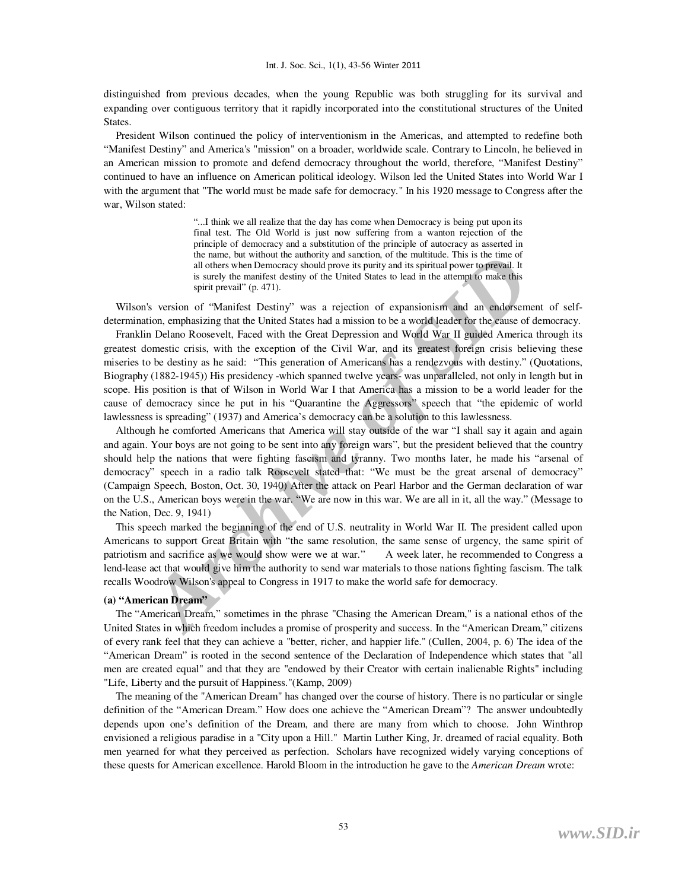distinguished from previous decades, when the young Republic was both struggling for its survival and expanding over contiguous territory that it rapidly incorporated into the constitutional structures of the United States.

President Wilson continued the policy of interventionism in the Americas, and attempted to redefine both "Manifest Destiny" and America's "mission" on a broader, worldwide scale. Contrary to Lincoln, he believed in an American mission to promote and defend democracy throughout the world, therefore, "Manifest Destiny" continued to have an influence on American political ideology. Wilson led the United States into World War I with the argument that "The world must be made safe for democracy." In his 1920 message to Congress after the war, Wilson stated:

> "...I think we all realize that the day has come when Democracy is being put upon its final test. The Old World is just now suffering from a wanton rejection of the principle of democracy and a substitution of the principle of autocracy as asserted in the name, but without the authority and sanction, of the multitude. This is the time of all others when Democracy should prove its purity and its spiritual power to prevail. It is surely the manifest destiny of the United States to lead in the attempt to make this spirit prevail" (p. 471).

Wilson's version of "Manifest Destiny" was a rejection of expansionism and an endorsement of self-determination, emphasizing that the United States had a mission to be a world leader for the cause of democracy.

Franklin Delano Roosevelt, Faced with the Great Depression and World War II guided America through its greatest domestic crisis, with the exception of the Civil War, and its greatest foreign crisis believing these miseries to be destiny as he said: "This generation of Americans has a rendezvous with destiny." (Quotations, Biography (1882-1945)) His presidency -which spanned twelve years- was unparalleled, not only in length but in scope. His position is that of Wilson in World War I that America has a mission to be a world leader for the cause of democracy since he put in his "Quarantine the Aggressors" speech that "the epidemic of world lawlessness is spreading" (1937) and America's democracy can be a solution to this lawlessness.

Although he comforted Americans that America will stay outside of the war "I shall say it again and again and again. Your boys are not going to be sent into any foreign wars", but the president believed that the country should help the nations that were fighting fascism and tyranny. Two months later, he made his "arsenal of democracy" speech in a radio talk Roosevelt stated that: "We must be the great arsenal of democracy" (Campaign Speech, Boston, Oct. 30, 1940) After the attack on Pearl Harbor and the German declaration of war on the U.S., American boys were in the war. "We are now in this war. We are all in it, all the way." (Message to the Nation, Dec. 9, 1941)

This speech marked the beginning of the end of U.S. neutrality in World War II. The president called upon Americans to support Great Britain with "the same resolution, the same sense of urgency, the same spirit of patriotism and sacrifice as we would show were we at war." A week later, he recommended to Congress a lend-lease act that would give him the authority to send war materials to those nations fighting fascism. The talk recalls Woodrow Wilson's appeal to Congress in 1917 to make the world safe for democracy.

### (a) "American Dream"

The "American Dream," sometimes in the phrase "Chasing the American Dream," is a national ethos of the United States in which freedom includes a promise of prosperity and success. In the "American Dream," citizens of every rank feel that they can achieve a "better, richer, and happier life." (Cullen, 2004, p. 6) The idea of the "American Dream" is rooted in the second sentence of the Declaration of Independence which states that "all men are created equal" and that they are "endowed by their Creator with certain inalienable Rights" including "Life, Liberty and the pursuit of Happiness."(Kamp, 2009)

The meaning of the "American Dream" has changed over the course of history. There is no particular or single definition of the "American Dream." How does one achieve the "American Dream"? The answer undoubtedly depends upon one's definition of the Dream, and there are many from which to choose. John Winthrop envisioned a religious paradise in a "City upon a Hill." Martin Luther King, Jr. dreamed of racial equality. Both men yearned for what they perceived as perfection. Scholars have recognized widely varying conceptions of these quests for American excellence. Harold Bloom in the introduction he gave to the *American Dream* wrote: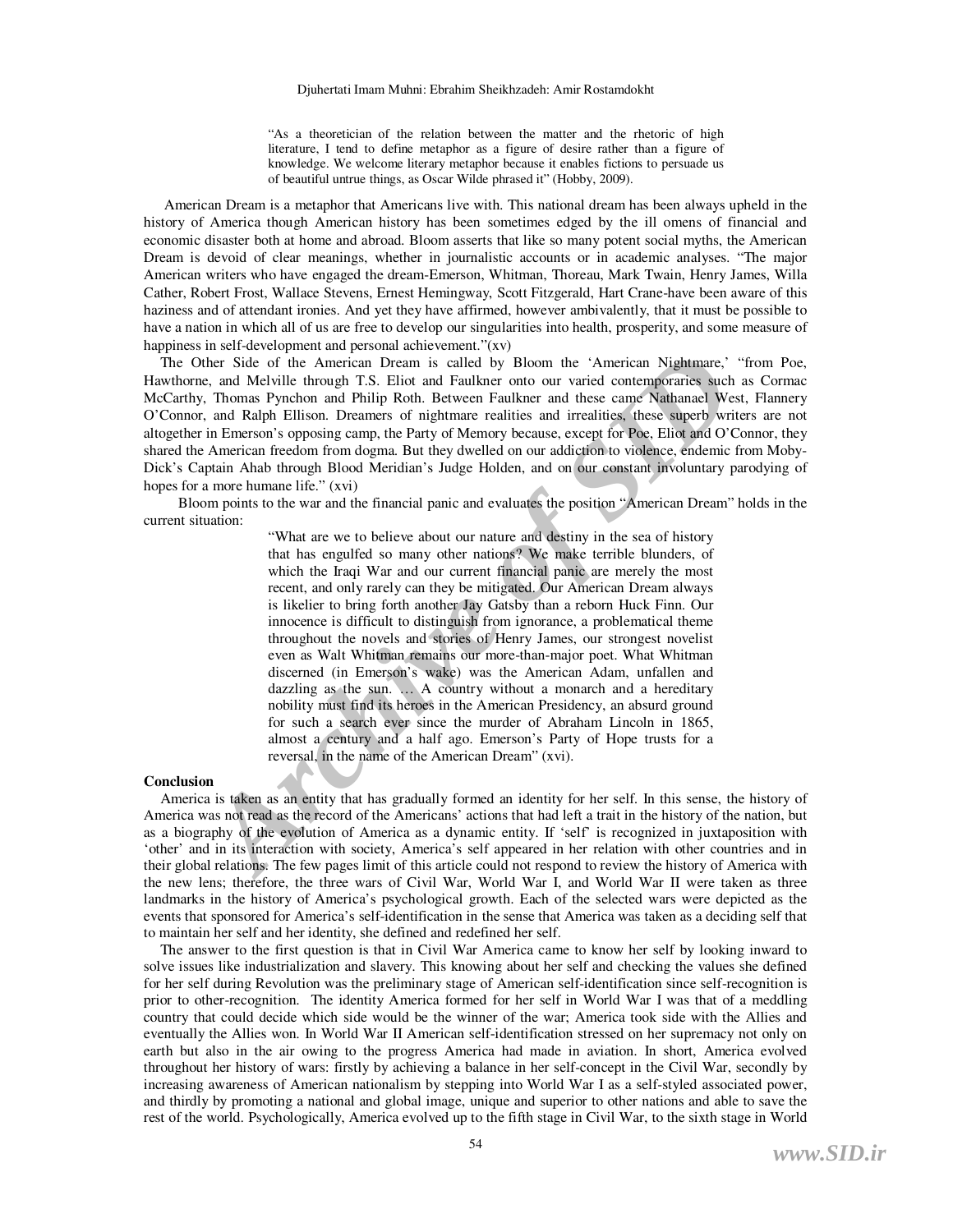> "As a theoretician of the relation between the matter and the rhetoric of high literature, I tend to define metaphor as a figure of desire rather than a figure of knowledge. We welcome literary metaphor because it enables fictions to persuade us of beautiful untrue things, as Oscar Wilde phrased it" (Hobby, 2009).

American Dream is a metaphor that Americans live with. This national dream has been always upheld in the history of America though American history has been sometimes edged by the ill omens of financial and economic disaster both at home and abroad. Bloom asserts that like so many potent social myths, the American Dream is devoid of clear meanings, whether in journalistic accounts or in academic analyses. "The major American writers who have engaged the dream-Emerson, Whitman, Thoreau, Mark Twain, Henry James, Willa Cather, Robert Frost, Wallace Stevens, Ernest Hemingway, Scott Fitzgerald, Hart Crane-have been aware of this haziness and of attendant ironies. And yet they have affirmed, however ambivalently, that it must be possible to have a nation in which all of us are free to develop our singularities into health, prosperity, and some measure of happiness in self-development and personal achievement."(xv)

The Other Side of the American Dream is called by Bloom the 'American Nightmare,' "from Poe, Hawthorne, and Melville through T.S. Eliot and Faulkner onto our varied contemporaries such as Cormac McCarthy, Thomas Pynchon and Philip Roth. Between Faulkner and these came Nathanael West, Flannery O'Connor, and Ralph Ellison. Dreamers of nightmare realities and irrealities, these superb writers are not altogether in Emerson's opposing camp, the Party of Memory because, except for Poe, Eliot and O'Connor, they shared the American freedom from dogma. But they dwelled on our addiction to violence, endemic from Moby-Dick's Captain Ahab through Blood Meridian's Judge Holden, and on our constant involuntary parodying of hopes for a more humane life." (xvi)

Bloom points to the war and the financial panic and evaluates the position "American Dream" holds in the current situation:

> "What are we to believe about our nature and destiny in the sea of history that has engulfed so many other nations? We make terrible blunders, of which the Iraqi War and our current financial panic are merely the most recent, and only rarely can they be mitigated. Our American Dream always is likelier to bring forth another Jay Gatsby than a reborn Huck Finn. Our innocence is difficult to distinguish from ignorance, a problematical theme throughout the novels and stories of Henry James, our strongest novelist even as Walt Whitman remains our more-than-major poet. What Whitman discerned (in Emerson's wake) was the American Adam, unfallen and dazzling as the sun. … A country without a monarch and a hereditary nobility must find its heroes in the American Presidency, an absurd ground for such a search ever since the murder of Abraham Lincoln in 1865, almost a century and a half ago. Emerson's Party of Hope trusts for a reversal, in the name of the American Dream" (xvi).

**Conclusion**

America is taken as an entity that has gradually formed an identity for her self. In this sense, the history of America was not read as the record of the Americans' actions that had left a trait in the history of the nation, but as a biography of the evolution of America as a dynamic entity. If 'self' is recognized in juxtaposition with 'other' and in its interaction with society, America's self appeared in her relation with other countries and in their global relations. The few pages limit of this article could not respond to review the history of America with the new lens; therefore, the three wars of Civil War, World War I, and World War II were taken as three landmarks in the history of America's psychological growth. Each of the selected wars were depicted as the events that sponsored for America's self-identification in the sense that America was taken as a deciding self that to maintain her self and her identity, she defined and redefined her self.

The answer to the first question is that in Civil War America came to know her self by looking inward to solve issues like industrialization and slavery. This knowing about her self and checking the values she defined for her self during Revolution was the preliminary stage of American self-identification since self-recognition is prior to other-recognition. The identity America formed for her self in World War I was that of a meddling country that could decide which side would be the winner of the war; America took side with the Allies and eventually the Allies won. In World War II American self-identification stressed on her supremacy not only on earth but also in the air owing to the progress America had made in aviation. In short, America evolved throughout her history of wars: firstly by achieving a balance in her self-concept in the Civil War, secondly by increasing awareness of American nationalism by stepping into World War I as a self-styled associated power, and thirdly by promoting a national and global image, unique and superior to other nations and able to save the rest of the world. Psychologically, America evolved up to the fifth stage in Civil War, to the sixth stage in World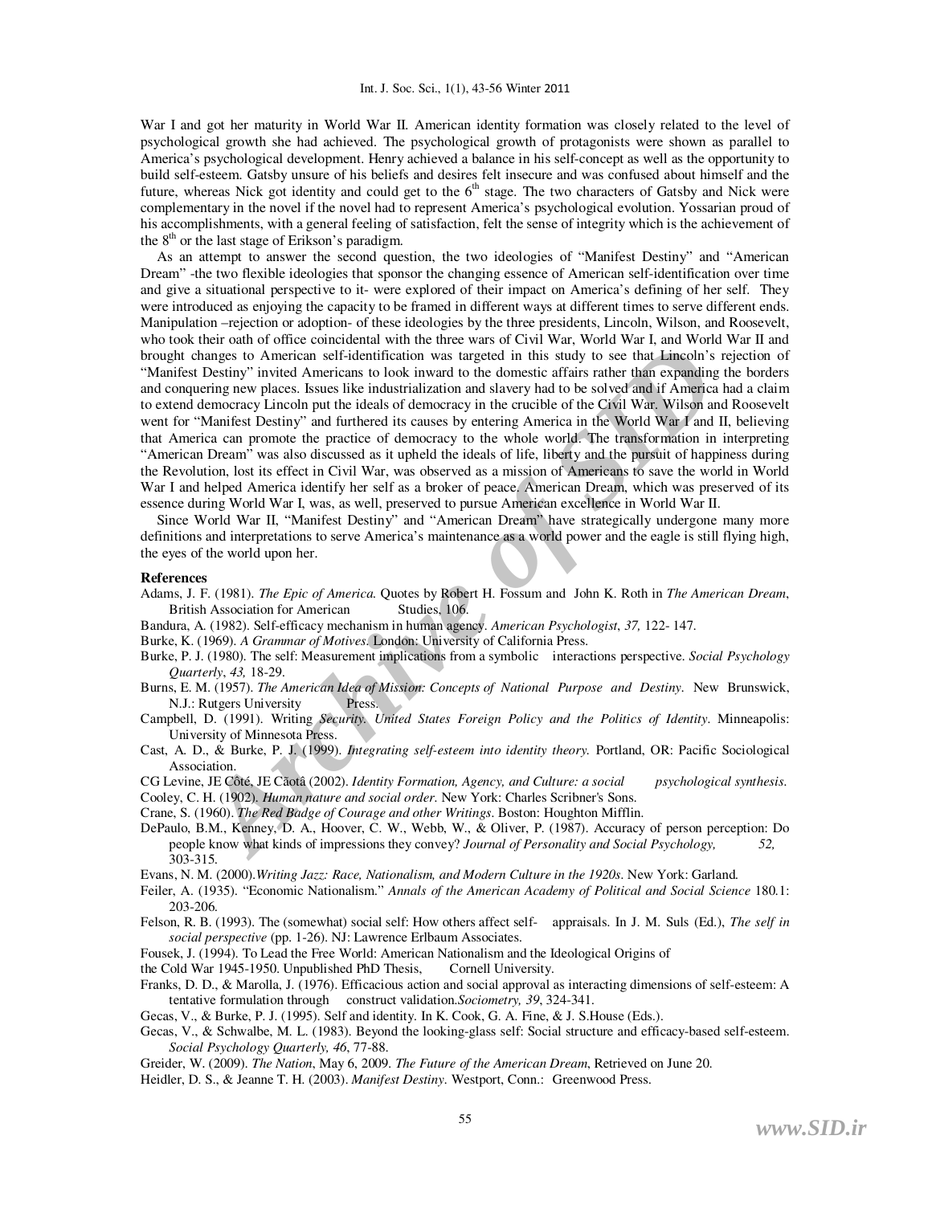War I and got her maturity in World War II. American identity formation was closely related to the level of psychological growth she had achieved. The psychological growth of protagonists were shown as parallel to America's psychological development. Henry achieved a balance in his self-concept as well as the opportunity to build self-esteem. Gatsby unsure of his beliefs and desires felt insecure and was confused about himself and the future, whereas Nick got identity and could get to the 6th stage. The two characters of Gatsby and Nick were complementary in the novel if the novel had to represent America's psychological evolution. Yossarian proud of his accomplishments, with a general feeling of satisfaction, felt the sense of integrity which is the achievement of the 8th or the last stage of Erikson's paradigm.

As an attempt to answer the second question, the two ideologies of "Manifest Destiny" and "American Dream" -the two flexible ideologies that sponsor the changing essence of American self-identification over time and give a situational perspective to it- were explored of their impact on America's defining of her self. They were introduced as enjoying the capacity to be framed in different ways at different times to serve different ends. Manipulation –rejection or adoption- of these ideologies by the three presidents, Lincoln, Wilson, and Roosevelt, who took their oath of office coincidental with the three wars of Civil War, World War I, and World War II and brought changes to American self-identification was targeted in this study to see that Lincoln's rejection of "Manifest Destiny" invited Americans to look inward to the domestic affairs rather than expanding the borders and conquering new places. Issues like industrialization and slavery had to be solved and if America had a claim to extend democracy Lincoln put the ideals of democracy in the crucible of the Civil War. Wilson and Roosevelt went for "Manifest Destiny" and furthered its causes by entering America in the World War I and II, believing that America can promote the practice of democracy to the whole world. The transformation in interpreting "American Dream" was also discussed as it upheld the ideals of life, liberty and the pursuit of happiness during the Revolution, lost its effect in Civil War, was observed as a mission of Americans to save the world in World War I and helped America identify her self as a broker of peace. American Dream, which was preserved of its essence during World War I, was, as well, preserved to pursue American excellence in World War II.

Since World War II, "Manifest Destiny" and "American Dream" have strategically undergone many more definitions and interpretations to serve America's maintenance as a world power and the eagle is still flying high, the eyes of the world upon her.

## References

Adams, J. F. (1981). *The Epic of America.* Quotes by Robert H. Fossum and John K. Roth in *The American Dream*, British Association for American Studies, 106.

Bandura, A. (1982). Self-efficacy mechanism in human agency. *American Psychologist*, *37,* 122- 147.

Burke, K. (1969). *A Grammar of Motives*. London: University of California Press.

Burke, P. J. (1980). The self: Measurement implications from a symbolic interactions perspective. *Social Psychology Quarterly*, *43,* 18-29.

Burns, E. M. (1957). *The American Idea of Mission: Concepts of National Purpose and Destiny*. New Brunswick, N.J.: Rutgers University Press.

Campbell, D. (1991). Writing *Security. United States Foreign Policy and the Politics of Identity*. Minneapolis: University of Minnesota Press.

Cast, A. D., & Burke, P. J. (1999). *Integrating self-esteem into identity theory.* Portland, OR: Pacific Sociological Association.

CG Levine, JE Côté, JE Cãotâ (2002). *Identity Formation, Agency, and Culture: a social psychological synthesis.*

Cooley, C. H. (1902). *Human nature and social order*. New York: Charles Scribner's Sons.

Crane, S. (1960). *The Red Badge of Courage and other Writings*. Boston: Houghton Mifflin.

DePaulo, B.M., Kenney, D. A., Hoover, C. W., Webb, W., & Oliver, P. (1987). Accuracy of person perception: Do people know what kinds of impressions they convey? *Journal of Personality and Social Psychology, 52,* 303-315.

Evans, N. M. (2000).*Writing Jazz: Race, Nationalism, and Modern Culture in the 1920s*. New York: Garland.

Feiler, A. (1935). "Economic Nationalism." *Annals of the American Academy of Political and Social Science* 180.1: 203-206.

Felson, R. B. (1993). The (somewhat) social self: How others affect self- appraisals. In J. M. Suls (Ed.), *The self in social perspective* (pp. 1-26). NJ: Lawrence Erlbaum Associates.

Fousek, J. (1994). To Lead the Free World: American Nationalism and the Ideological Origins of the Cold War 1945-1950. Unpublished PhD Thesis, Cornell University.

Franks, D. D., & Marolla, J. (1976). Efficacious action and social approval as interacting dimensions of self-esteem: A tentative formulation through construct validation.*Sociometry, 39*, 324-341.

Gecas, V., & Burke, P. J. (1995). Self and identity. In K. Cook, G. A. Fine, & J. S.House (Eds.).

Gecas, V., & Schwalbe, M. L. (1983). Beyond the looking-glass self: Social structure and efficacy-based self-esteem. *Social Psychology Quarterly, 46*, 77-88.

Greider, W. (2009). *The Nation*, May 6, 2009. *The Future of the American Dream*, Retrieved on June 20.

Heidler, D. S., & Jeanne T. H. (2003). *Manifest Destiny*. Westport, Conn.: Greenwood Press.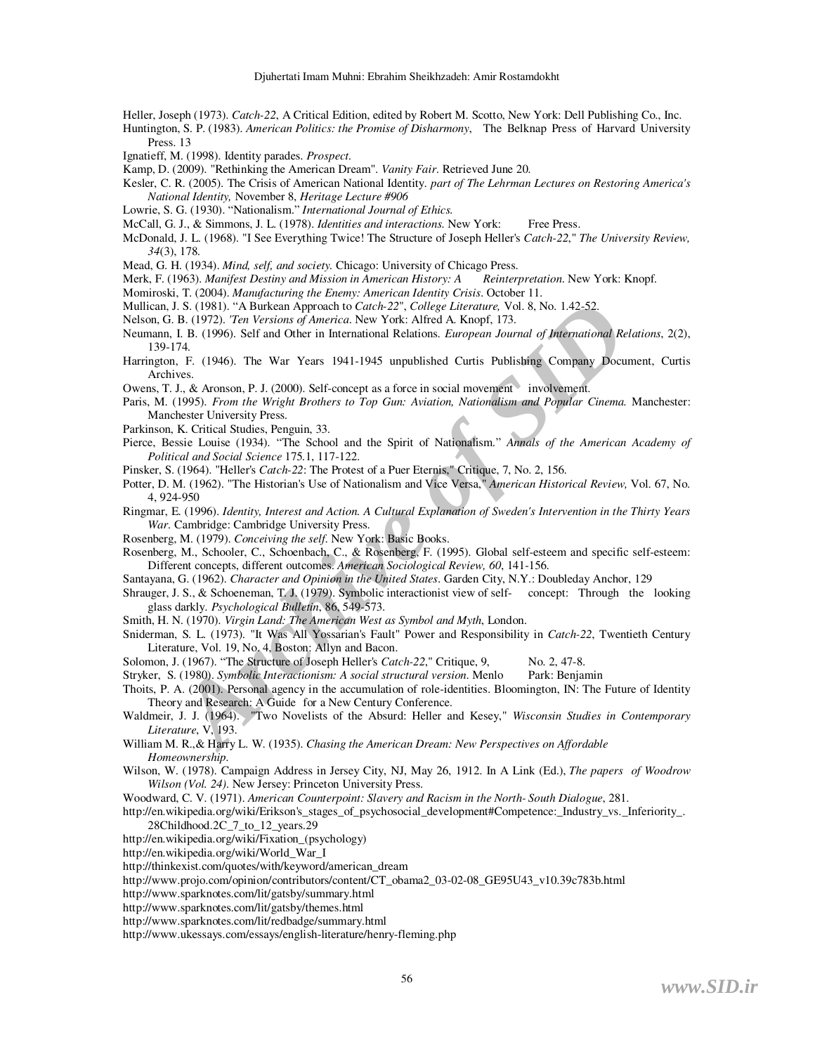Heller, Joseph (1973). *Catch-22*, A Critical Edition, edited by Robert M. Scotto, New York: Dell Publishing Co., Inc.

Huntington, S. P. (1983). *American Politics: the Promise of Disharmony*, The Belknap Press of Harvard University Press. 13

Ignatieff, M. (1998). Identity parades. *Prospect*.

Kamp, D. (2009). "Rethinking the American Dream". *Vanity Fair*. Retrieved June 20.

Kesler, C. R. (2005). The Crisis of American National Identity. *part of The Lehrman Lectures on Restoring America's National Identity,* November 8, *Heritage Lecture #906*

Lowrie, S. G. (1930). "Nationalism." *International Journal of Ethics.*

McCall, G. J., & Simmons, J. L. (1978). *Identities and interactions.* New York: Free Press.

McDonald, J. L. (1968). "I See Everything Twice! The Structure of Joseph Heller's *Catch-22*," *The University Review, 34*(3), 178.

Mead, G. H. (1934). *Mind, self, and society.* Chicago: University of Chicago Press.

Merk, F. (1963). *Manifest Destiny and Mission in American History: A Reinterpretation*. New York: Knopf.

Momiroski, T. (2004). *Manufacturing the Enemy: American Identity Crisis*. October 11.

Mullican, J. S. (1981). "A Burkean Approach to *Catch-22*", *College Literature,* Vol. 8, No. 1.42-52.

Nelson, G. B. (1972). *'Ten Versions of America*. New York: Alfred A. Knopf, 173.

Neumann, I. B. (1996). Self and Other in International Relations. *European Journal of International Relations*, 2(2), 139-174.

Harrington, F. (1946). The War Years 1941-1945 unpublished Curtis Publishing Company Document, Curtis Archives.

Owens, T. J., & Aronson, P. J. (2000). Self-concept as a force in social movement involvement.

Paris, M. (1995). *From the Wright Brothers to Top Gun: Aviation, Nationalism and Popular Cinema.* Manchester: Manchester University Press.

Parkinson, K. Critical Studies, Penguin, 33.

Pierce, Bessie Louise (1934). "The School and the Spirit of Nationalism." *Annals of the American Academy of Political and Social Science* 175.1, 117-122.

Pinsker, S. (1964). "Heller's *Catch-22*: The Protest of a Puer Eternis," Critique, 7, No. 2, 156.

Potter, D. M. (1962). "The Historian's Use of Nationalism and Vice Versa," *American Historical Review,* Vol. 67, No. 4, 924-950

Ringmar, E. (1996). *Identity, Interest and Action. A Cultural Explanation of Sweden's Intervention in the Thirty Years War*. Cambridge: Cambridge University Press.

Rosenberg, M. (1979). *Conceiving the self*. New York: Basic Books.

Rosenberg, M., Schooler, C., Schoenbach, C., & Rosenberg, F. (1995). Global self-esteem and specific self-esteem: Different concepts, different outcomes. *American Sociological Review, 60*, 141-156.

Santayana, G. (1962). *Character and Opinion in the United States*. Garden City, N.Y.: Doubleday Anchor, 129

Shrauger, J. S., & Schoeneman, T. J. (1979). Symbolic interactionist view of self- concept: Through the looking glass darkly. *Psychological Bulletin*, 86, 549-573.

Smith, H. N. (1970). *Virgin Land: The American West as Symbol and Myth*, London.

Sniderman, S. L. (1973). "It Was All Yossarian's Fault" Power and Responsibility in *Catch-22*, Twentieth Century Literature, Vol. 19, No. 4, Boston: Allyn and Bacon.

Solomon, J. (1967). "The Structure of Joseph Heller's *Catch-22*," Critique, 9, No. 2, 47-8.

Stryker, S. (1980). *Symbolic Interactionism: A social structural version*. Menlo Park: Benjamin

Thoits, P. A. (2001). Personal agency in the accumulation of role-identities. Bloomington, IN: The Future of Identity Theory and Research: A Guide for a New Century Conference.

Waldmeir, J. J. (1964). "Two Novelists of the Absurd: Heller and Kesey," *Wisconsin Studies in Contemporary Literature*, V, 193.

William M. R.,& Harry L. W. (1935). *Chasing the American Dream: New Perspectives on Affordable Homeownership.*

Wilson, W. (1978). Campaign Address in Jersey City, NJ, May 26, 1912. In A Link (Ed.), *The papers of Woodrow Wilson (Vol. 24)*. New Jersey: Princeton University Press.

Woodward, C. V. (1971). *American Counterpoint: Slavery and Racism in the North- South Dialogue*, 281.

http://en.wikipedia.org/wiki/Erikson's_stages_of_psychosocial_development#Competence:_Industry_vs._Inferiority_.28Childhood.2C_7_to_12_years.29

http://en.wikipedia.org/wiki/Fixation_(psychology)

http://en.wikipedia.org/wiki/World_War_I

http://thinkexist.com/quotes/with/keyword/american_dream

http://www.projo.com/opinion/contributors/content/CT_obama2_03-02-08_GE95U43_v10.39c783b.html

http://www.sparknotes.com/lit/gatsby/summary.html

http://www.sparknotes.com/lit/gatsby/themes.html

http://www.sparknotes.com/lit/redbadge/summary.html

http://www.ukessays.com/essays/english-literature/henry-fleming.php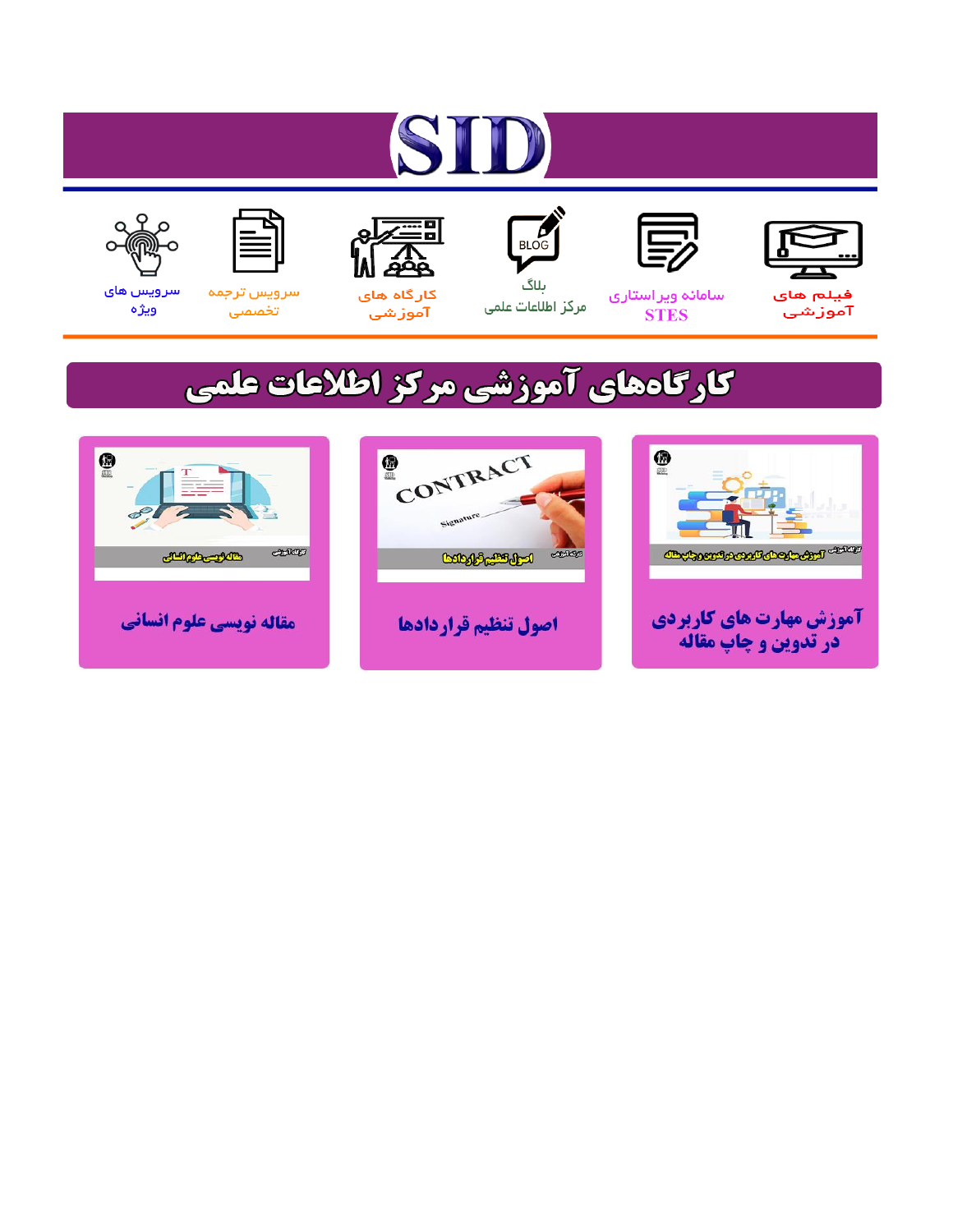# SID

فیلم های آموزشی

سامانه ویراستاری STES

بلاگ مرکز اطلاعات علمی

کارگاه های آموزشی

سرویس ترجمه تخصصی

سرویس های ویژه

## کارگاه‌های آموزشی مرکز اطلاعات علمی

آموزش مهارت های کاربردی در تدوین و چاپ مقاله

اصول تنظیم قراردادها

مقاله نویسی علوم انسانی